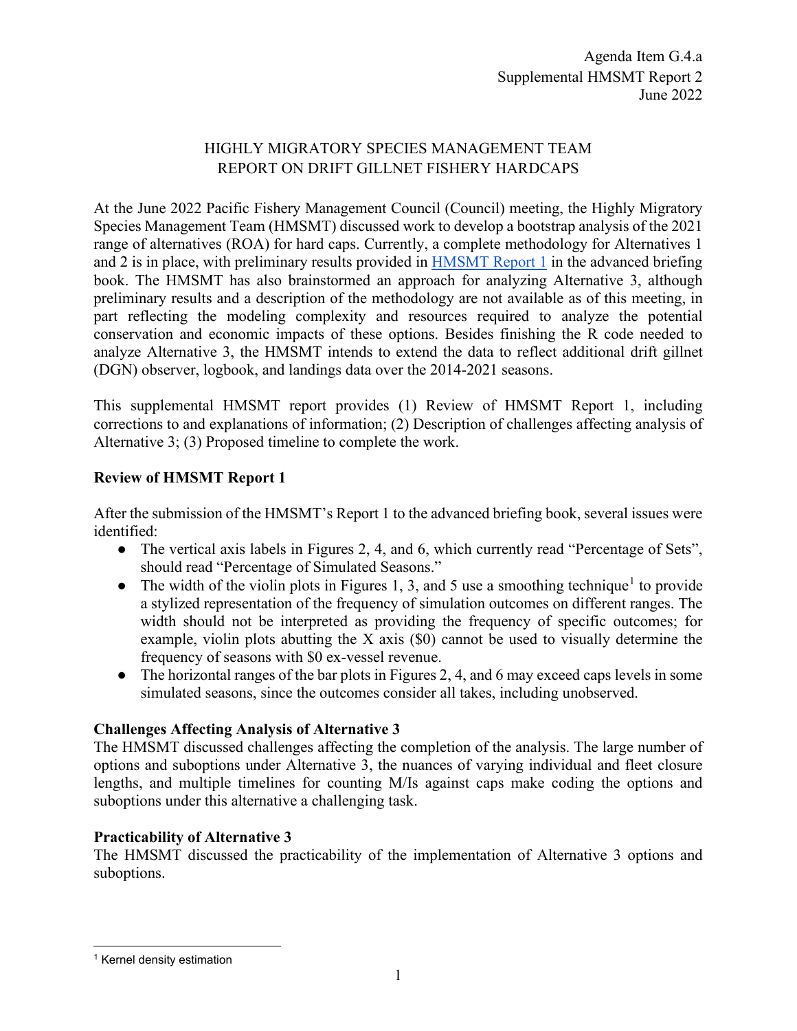Agenda Item G.4.a
Supplemental HMSMT Report 2
June 2022

# HIGHLY MIGRATORY SPECIES MANAGEMENT TEAM REPORT ON DRIFT GILLNET FISHERY HARDCAPS

At the June 2022 Pacific Fishery Management Council (Council) meeting, the Highly Migratory Species Management Team (HMSMT) discussed work to develop a bootstrap analysis of the 2021 range of alternatives (ROA) for hard caps. Currently, a complete methodology for Alternatives 1 and 2 is in place, with preliminary results provided in HMSMT Report 1 in the advanced briefing book. The HMSMT has also brainstormed an approach for analyzing Alternative 3, although preliminary results and a description of the methodology are not available as of this meeting, in part reflecting the modeling complexity and resources required to analyze the potential conservation and economic impacts of these options. Besides finishing the R code needed to analyze Alternative 3, the HMSMT intends to extend the data to reflect additional drift gillnet (DGN) observer, logbook, and landings data over the 2014-2021 seasons.

This supplemental HMSMT report provides (1) Review of HMSMT Report 1, including corrections to and explanations of information; (2) Description of challenges affecting analysis of Alternative 3; (3) Proposed timeline to complete the work.

## Review of HMSMT Report 1

After the submission of the HMSMT's Report 1 to the advanced briefing book, several issues were identified:

- The vertical axis labels in Figures 2, 4, and 6, which currently read "Percentage of Sets", should read "Percentage of Simulated Seasons."
- The width of the violin plots in Figures 1, 3, and 5 use a smoothing technique[1] to provide a stylized representation of the frequency of simulation outcomes on different ranges. The width should not be interpreted as providing the frequency of specific outcomes; for example, violin plots abutting the X axis ($0) cannot be used to visually determine the frequency of seasons with $0 ex-vessel revenue.
- The horizontal ranges of the bar plots in Figures 2, 4, and 6 may exceed caps levels in some simulated seasons, since the outcomes consider all takes, including unobserved.

## Challenges Affecting Analysis of Alternative 3

The HMSMT discussed challenges affecting the completion of the analysis. The large number of options and suboptions under Alternative 3, the nuances of varying individual and fleet closure lengths, and multiple timelines for counting M/Is against caps make coding the options and suboptions under this alternative a challenging task.

## Practicability of Alternative 3

The HMSMT discussed the practicability of the implementation of Alternative 3 options and suboptions.

[1] Kernel density estimation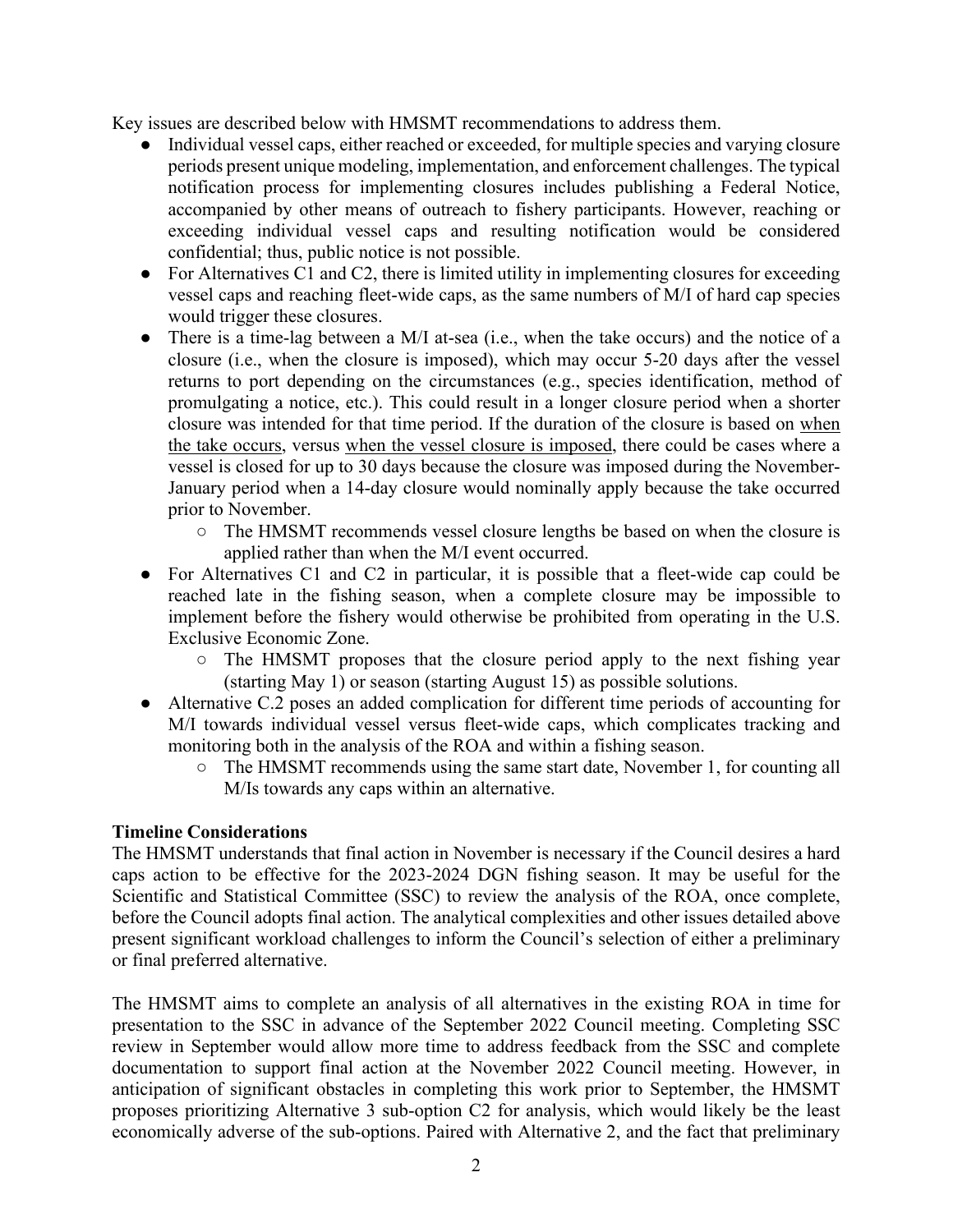Key issues are described below with HMSMT recommendations to address them.

- Individual vessel caps, either reached or exceeded, for multiple species and varying closure periods present unique modeling, implementation, and enforcement challenges. The typical notification process for implementing closures includes publishing a Federal Notice, accompanied by other means of outreach to fishery participants. However, reaching or exceeding individual vessel caps and resulting notification would be considered confidential; thus, public notice is not possible.
- For Alternatives C1 and C2, there is limited utility in implementing closures for exceeding vessel caps and reaching fleet-wide caps, as the same numbers of M/I of hard cap species would trigger these closures.
- There is a time-lag between a M/I at-sea (i.e., when the take occurs) and the notice of a closure (i.e., when the closure is imposed), which may occur 5-20 days after the vessel returns to port depending on the circumstances (e.g., species identification, method of promulgating a notice, etc.). This could result in a longer closure period when a shorter closure was intended for that time period. If the duration of the closure is based on <u>when the take occurs</u>, versus <u>when the vessel closure is imposed</u>, there could be cases where a vessel is closed for up to 30 days because the closure was imposed during the November-January period when a 14-day closure would nominally apply because the take occurred prior to November.
    - The HMSMT recommends vessel closure lengths be based on when the closure is applied rather than when the M/I event occurred.
- For Alternatives C1 and C2 in particular, it is possible that a fleet-wide cap could be reached late in the fishing season, when a complete closure may be impossible to implement before the fishery would otherwise be prohibited from operating in the U.S. Exclusive Economic Zone.
    - The HMSMT proposes that the closure period apply to the next fishing year (starting May 1) or season (starting August 15) as possible solutions.
- Alternative C.2 poses an added complication for different time periods of accounting for M/I towards individual vessel versus fleet-wide caps, which complicates tracking and monitoring both in the analysis of the ROA and within a fishing season.
    - The HMSMT recommends using the same start date, November 1, for counting all M/Is towards any caps within an alternative.

**Timeline Considerations**

The HMSMT understands that final action in November is necessary if the Council desires a hard caps action to be effective for the 2023-2024 DGN fishing season. It may be useful for the Scientific and Statistical Committee (SSC) to review the analysis of the ROA, once complete, before the Council adopts final action. The analytical complexities and other issues detailed above present significant workload challenges to inform the Council's selection of either a preliminary or final preferred alternative.

The HMSMT aims to complete an analysis of all alternatives in the existing ROA in time for presentation to the SSC in advance of the September 2022 Council meeting. Completing SSC review in September would allow more time to address feedback from the SSC and complete documentation to support final action at the November 2022 Council meeting. However, in anticipation of significant obstacles in completing this work prior to September, the HMSMT proposes prioritizing Alternative 3 sub-option C2 for analysis, which would likely be the least economically adverse of the sub-options. Paired with Alternative 2, and the fact that preliminary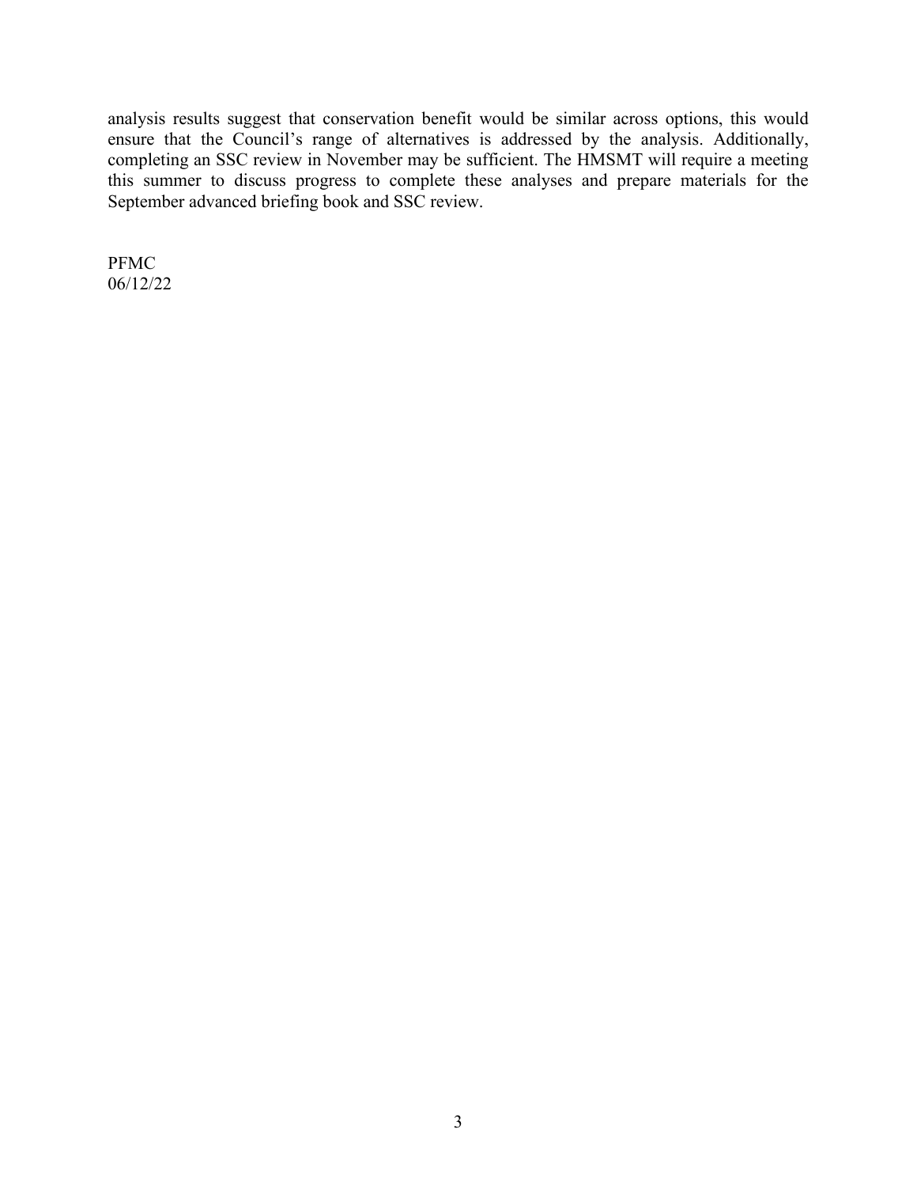analysis results suggest that conservation benefit would be similar across options, this would ensure that the Council's range of alternatives is addressed by the analysis. Additionally, completing an SSC review in November may be sufficient. The HMSMT will require a meeting this summer to discuss progress to complete these analyses and prepare materials for the September advanced briefing book and SSC review.

PFMC
06/12/22